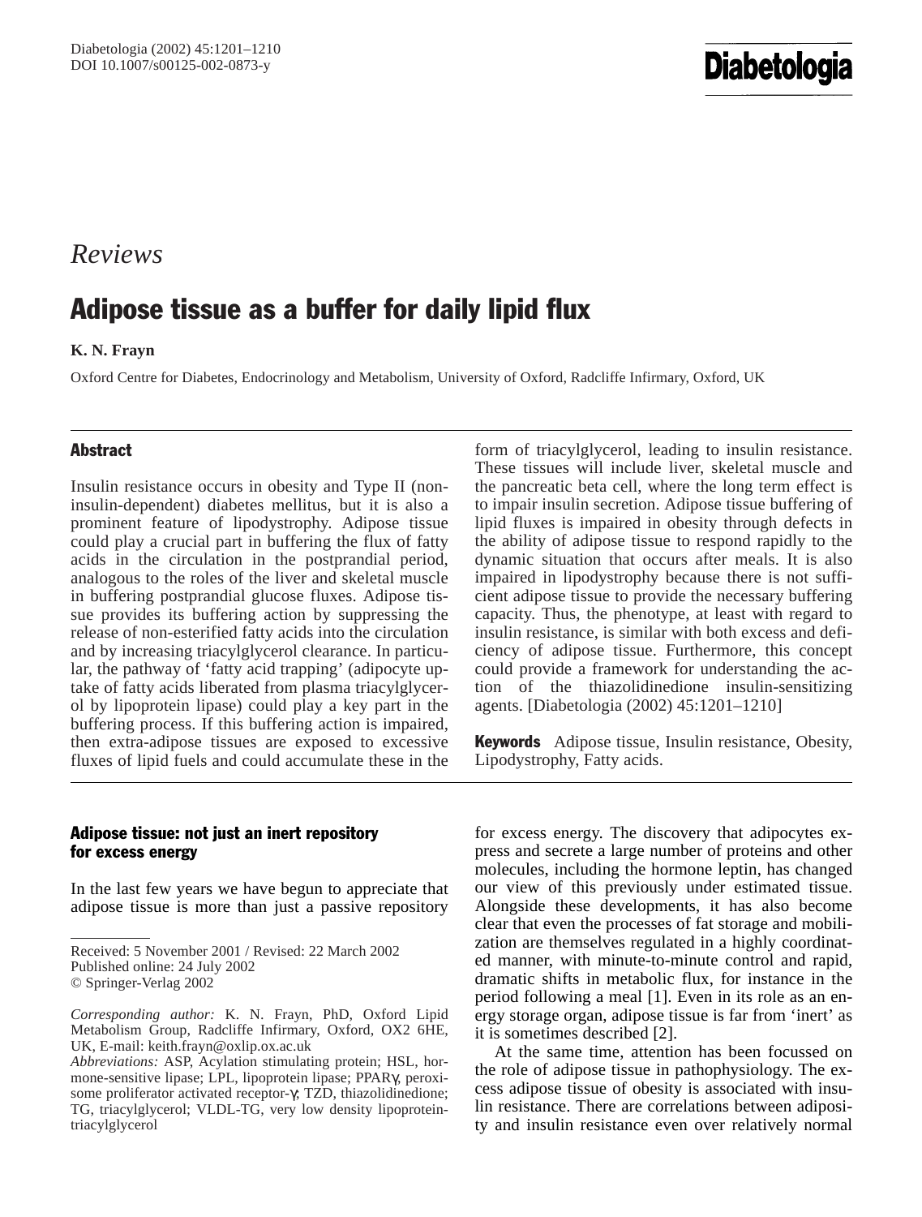*Reviews*

# Adipose tissue as a buffer for daily lipid flux

**K. N. Frayn**

Oxford Centre for Diabetes, Endocrinology and Metabolism, University of Oxford, Radcliffe Infirmary, Oxford, UK

## Abstract

Insulin resistance occurs in obesity and Type II (non-insulin-dependent) diabetes mellitus, but it is also a prominent feature of lipodystrophy. Adipose tissue could play a crucial part in buffering the flux of fatty acids in the circulation in the postprandial period, analogous to the roles of the liver and skeletal muscle in buffering postprandial glucose fluxes. Adipose tissue provides its buffering action by suppressing the release of non-esterified fatty acids into the circulation and by increasing triacylglycerol clearance. In particular, the pathway of 'fatty acid trapping' (adipocyte uptake of fatty acids liberated from plasma triacylglycerol by lipoprotein lipase) could play a key part in the buffering process. If this buffering action is impaired, then extra-adipose tissues are exposed to excessive fluxes of lipid fuels and could accumulate these in the form of triacylglycerol, leading to insulin resistance. These tissues will include liver, skeletal muscle and the pancreatic beta cell, where the long term effect is to impair insulin secretion. Adipose tissue buffering of lipid fluxes is impaired in obesity through defects in the ability of adipose tissue to respond rapidly to the dynamic situation that occurs after meals. It is also impaired in lipodystrophy because there is not sufficient adipose tissue to provide the necessary buffering capacity. Thus, the phenotype, at least with regard to insulin resistance, is similar with both excess and deficiency of adipose tissue. Furthermore, this concept could provide a framework for understanding the action of the thiazolidinedione insulin-sensitizing agents. [Diabetologia (2002) 45:1201–1210]

**Keywords** Adipose tissue, Insulin resistance, Obesity, Lipodystrophy, Fatty acids.

Received: 5 November 2001 / Revised: 22 March 2002
Published online: 24 July 2002
© Springer-Verlag 2002

*Corresponding author:* K. N. Frayn, PhD, Oxford Lipid Metabolism Group, Radcliffe Infirmary, Oxford, OX2 6HE, UK, E-mail: keith.frayn@oxlip.ox.ac.uk

*Abbreviations:* ASP, Acylation stimulating protein; HSL, hormone-sensitive lipase; LPL, lipoprotein lipase; PPARγ, peroxisome proliferator activated receptor-γ; TZD, thiazolidinedione; TG, triacylglycerol; VLDL-TG, very low density lipoprotein-triacylglycerol

## Adipose tissue: not just an inert repository for excess energy

In the last few years we have begun to appreciate that adipose tissue is more than just a passive repository for excess energy. The discovery that adipocytes express and secrete a large number of proteins and other molecules, including the hormone leptin, has changed our view of this previously under estimated tissue. Alongside these developments, it has also become clear that even the processes of fat storage and mobilization are themselves regulated in a highly coordinated manner, with minute-to-minute control and rapid, dramatic shifts in metabolic flux, for instance in the period following a meal [1]. Even in its role as an energy storage organ, adipose tissue is far from 'inert' as it is sometimes described [2].

At the same time, attention has been focussed on the role of adipose tissue in pathophysiology. The excess adipose tissue of obesity is associated with insulin resistance. There are correlations between adiposity and insulin resistance even over relatively normal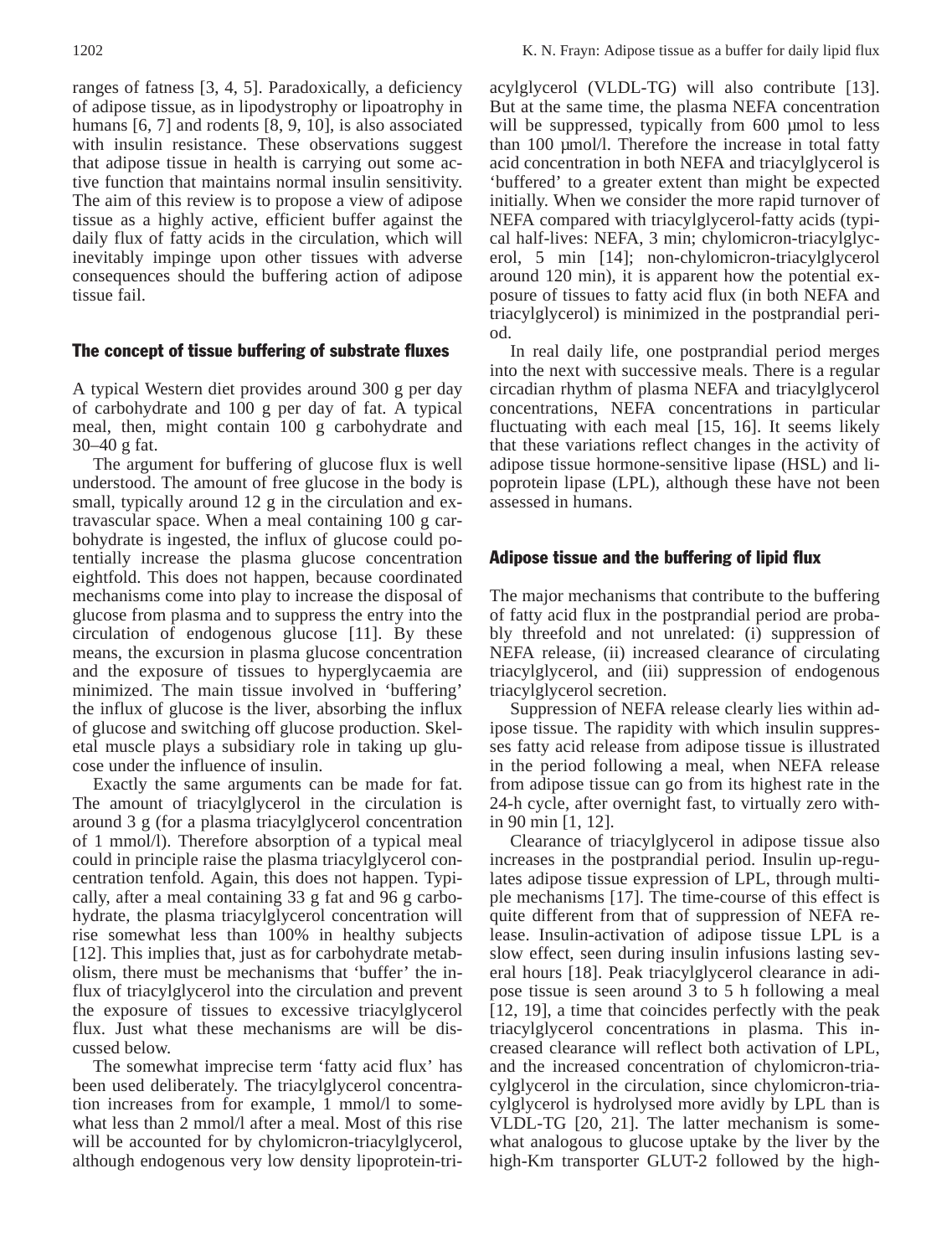ranges of fatness [3, 4, 5]. Paradoxically, a deficiency of adipose tissue, as in lipodystrophy or lipoatrophy in humans [6, 7] and rodents [8, 9, 10], is also associated with insulin resistance. These observations suggest that adipose tissue in health is carrying out some active function that maintains normal insulin sensitivity. The aim of this review is to propose a view of adipose tissue as a highly active, efficient buffer against the daily flux of fatty acids in the circulation, which will inevitably impinge upon other tissues with adverse consequences should the buffering action of adipose tissue fail.

## The concept of tissue buffering of substrate fluxes

A typical Western diet provides around 300 g per day of carbohydrate and 100 g per day of fat. A typical meal, then, might contain 100 g carbohydrate and 30–40 g fat.

The argument for buffering of glucose flux is well understood. The amount of free glucose in the body is small, typically around 12 g in the circulation and extravascular space. When a meal containing 100 g carbohydrate is ingested, the influx of glucose could potentially increase the plasma glucose concentration eightfold. This does not happen, because coordinated mechanisms come into play to increase the disposal of glucose from plasma and to suppress the entry into the circulation of endogenous glucose [11]. By these means, the excursion in plasma glucose concentration and the exposure of tissues to hyperglycaemia are minimized. The main tissue involved in 'buffering' the influx of glucose is the liver, absorbing the influx of glucose and switching off glucose production. Skeletal muscle plays a subsidiary role in taking up glucose under the influence of insulin.

Exactly the same arguments can be made for fat. The amount of triacylglycerol in the circulation is around 3 g (for a plasma triacylglycerol concentration of 1 mmol/l). Therefore absorption of a typical meal could in principle raise the plasma triacylglycerol concentration tenfold. Again, this does not happen. Typically, after a meal containing 33 g fat and 96 g carbohydrate, the plasma triacylglycerol concentration will rise somewhat less than 100% in healthy subjects [12]. This implies that, just as for carbohydrate metabolism, there must be mechanisms that 'buffer' the influx of triacylglycerol into the circulation and prevent the exposure of tissues to excessive triacylglycerol flux. Just what these mechanisms are will be discussed below.

The somewhat imprecise term 'fatty acid flux' has been used deliberately. The triacylglycerol concentration increases from for example, 1 mmol/l to somewhat less than 2 mmol/l after a meal. Most of this rise will be accounted for by chylomicron-triacylglycerol, although endogenous very low density lipoprotein-triacylglycerol (VLDL-TG) will also contribute [13]. But at the same time, the plasma NEFA concentration will be suppressed, typically from 600 μmol to less than 100 μmol/l. Therefore the increase in total fatty acid concentration in both NEFA and triacylglycerol is 'buffered' to a greater extent than might be expected initially. When we consider the more rapid turnover of NEFA compared with triacylglycerol-fatty acids (typical half-lives: NEFA, 3 min; chylomicron-triacylglycerol, 5 min [14]; non-chylomicron-triacylglycerol around 120 min), it is apparent how the potential exposure of tissues to fatty acid flux (in both NEFA and triacylglycerol) is minimized in the postprandial period.

In real daily life, one postprandial period merges into the next with successive meals. There is a regular circadian rhythm of plasma NEFA and triacylglycerol concentrations, NEFA concentrations in particular fluctuating with each meal [15, 16]. It seems likely that these variations reflect changes in the activity of adipose tissue hormone-sensitive lipase (HSL) and lipoprotein lipase (LPL), although these have not been assessed in humans.

## Adipose tissue and the buffering of lipid flux

The major mechanisms that contribute to the buffering of fatty acid flux in the postprandial period are probably threefold and not unrelated: (i) suppression of NEFA release, (ii) increased clearance of circulating triacylglycerol, and (iii) suppression of endogenous triacylglycerol secretion.

Suppression of NEFA release clearly lies within adipose tissue. The rapidity with which insulin suppresses fatty acid release from adipose tissue is illustrated in the period following a meal, when NEFA release from adipose tissue can go from its highest rate in the 24-h cycle, after overnight fast, to virtually zero within 90 min [1, 12].

Clearance of triacylglycerol in adipose tissue also increases in the postprandial period. Insulin up-regulates adipose tissue expression of LPL, through multiple mechanisms [17]. The time-course of this effect is quite different from that of suppression of NEFA release. Insulin-activation of adipose tissue LPL is a slow effect, seen during insulin infusions lasting several hours [18]. Peak triacylglycerol clearance in adipose tissue is seen around 3 to 5 h following a meal [12, 19], a time that coincides perfectly with the peak triacylglycerol concentrations in plasma. This increased clearance will reflect both activation of LPL, and the increased concentration of chylomicron-triacylglycerol in the circulation, since chylomicron-triacylglycerol is hydrolysed more avidly by LPL than is VLDL-TG [20, 21]. The latter mechanism is somewhat analogous to glucose uptake by the liver by the high-Km transporter GLUT-2 followed by the high-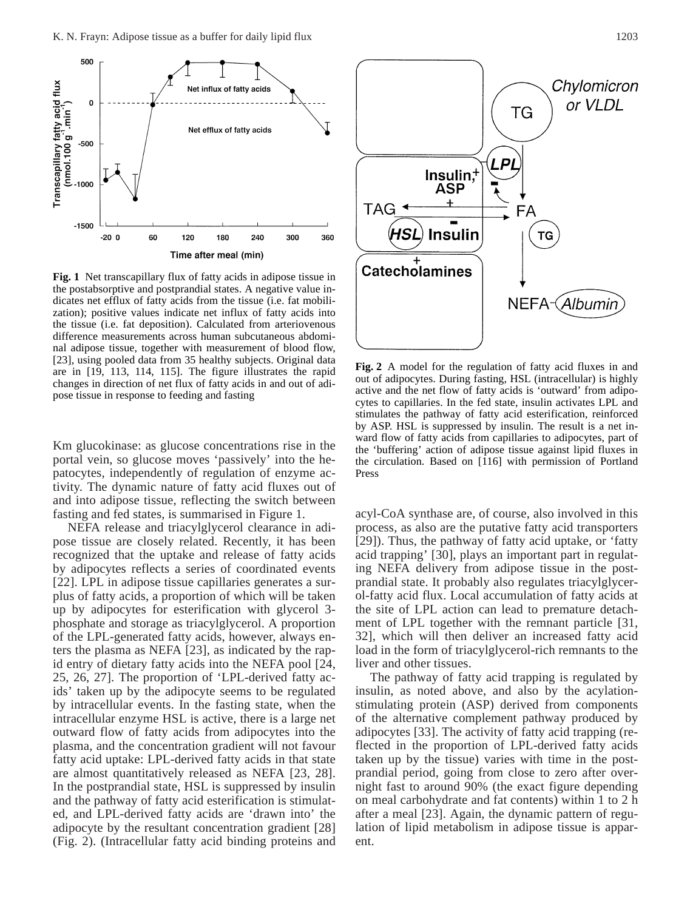**Fig. 1** Net transcapillary flux of fatty acids in adipose tissue in the postabsorptive and postprandial states. A negative value indicates net efflux of fatty acids from the tissue (i.e. fat mobilization); positive values indicate net influx of fatty acids into the tissue (i.e. fat deposition). Calculated from arteriovenous difference measurements across human subcutaneous abdominal adipose tissue, together with measurement of blood flow, [23], using pooled data from 35 healthy subjects. Original data are in [19, 113, 114, 115]. The figure illustrates the rapid changes in direction of net flux of fatty acids in and out of adipose tissue in response to feeding and fasting

**Fig. 2** A model for the regulation of fatty acid fluxes in and out of adipocytes. During fasting, HSL (intracellular) is highly active and the net flow of fatty acids is 'outward' from adipocytes to capillaries. In the fed state, insulin activates LPL and stimulates the pathway of fatty acid esterification, reinforced by ASP. HSL is suppressed by insulin. The result is a net inward flow of fatty acids from capillaries to adipocytes, part of the 'buffering' action of adipose tissue against lipid fluxes in the circulation. Based on [116] with permission of Portland Press

Km glucokinase: as glucose concentrations rise in the portal vein, so glucose moves 'passively' into the hepatocytes, independently of regulation of enzyme activity. The dynamic nature of fatty acid fluxes out of and into adipose tissue, reflecting the switch between fasting and fed states, is summarised in Figure 1.

NEFA release and triacylglycerol clearance in adipose tissue are closely related. Recently, it has been recognized that the uptake and release of fatty acids by adipocytes reflects a series of coordinated events [22]. LPL in adipose tissue capillaries generates a surplus of fatty acids, a proportion of which will be taken up by adipocytes for esterification with glycerol 3-phosphate and storage as triacylglycerol. A proportion of the LPL-generated fatty acids, however, always enters the plasma as NEFA [23], as indicated by the rapid entry of dietary fatty acids into the NEFA pool [24, 25, 26, 27]. The proportion of 'LPL-derived fatty acids' taken up by the adipocyte seems to be regulated by intracellular events. In the fasting state, when the intracellular enzyme HSL is active, there is a large net outward flow of fatty acids from adipocytes into the plasma, and the concentration gradient will not favour fatty acid uptake: LPL-derived fatty acids in that state are almost quantitatively released as NEFA [23, 28]. In the postprandial state, HSL is suppressed by insulin and the pathway of fatty acid esterification is stimulated, and LPL-derived fatty acids are 'drawn into' the adipocyte by the resultant concentration gradient [28] (Fig. 2). (Intracellular fatty acid binding proteins and acyl-CoA synthase are, of course, also involved in this process, as also are the putative fatty acid transporters [29]). Thus, the pathway of fatty acid uptake, or 'fatty acid trapping' [30], plays an important part in regulating NEFA delivery from adipose tissue in the postprandial state. It probably also regulates triacylglycerol-fatty acid flux. Local accumulation of fatty acids at the site of LPL action can lead to premature detachment of LPL together with the remnant particle [31, 32], which will then deliver an increased fatty acid load in the form of triacylglycerol-rich remnants to the liver and other tissues.

The pathway of fatty acid trapping is regulated by insulin, as noted above, and also by the acylation-stimulating protein (ASP) derived from components of the alternative complement pathway produced by adipocytes [33]. The activity of fatty acid trapping (reflected in the proportion of LPL-derived fatty acids taken up by the tissue) varies with time in the postprandial period, going from close to zero after overnight fast to around 90% (the exact figure depending on meal carbohydrate and fat contents) within 1 to 2 h after a meal [23]. Again, the dynamic pattern of regulation of lipid metabolism in adipose tissue is apparent.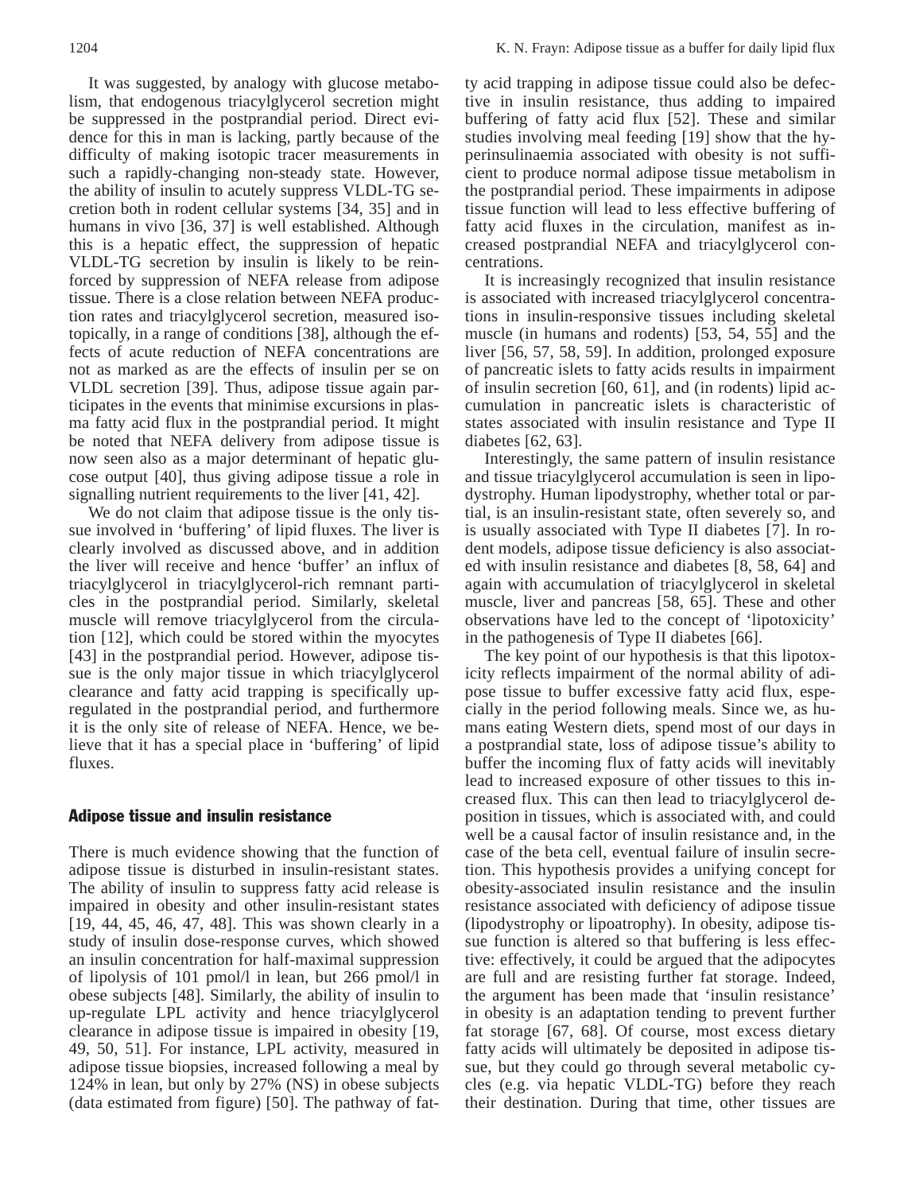It was suggested, by analogy with glucose metabolism, that endogenous triacylglycerol secretion might be suppressed in the postprandial period. Direct evidence for this in man is lacking, partly because of the difficulty of making isotopic tracer measurements in such a rapidly-changing non-steady state. However, the ability of insulin to acutely suppress VLDL-TG secretion both in rodent cellular systems [34, 35] and in humans in vivo [36, 37] is well established. Although this is a hepatic effect, the suppression of hepatic VLDL-TG secretion by insulin is likely to be reinforced by suppression of NEFA release from adipose tissue. There is a close relation between NEFA production rates and triacylglycerol secretion, measured isotopically, in a range of conditions [38], although the effects of acute reduction of NEFA concentrations are not as marked as are the effects of insulin per se on VLDL secretion [39]. Thus, adipose tissue again participates in the events that minimise excursions in plasma fatty acid flux in the postprandial period. It might be noted that NEFA delivery from adipose tissue is now seen also as a major determinant of hepatic glucose output [40], thus giving adipose tissue a role in signalling nutrient requirements to the liver [41, 42].

We do not claim that adipose tissue is the only tissue involved in 'buffering' of lipid fluxes. The liver is clearly involved as discussed above, and in addition the liver will receive and hence 'buffer' an influx of triacylglycerol in triacylglycerol-rich remnant particles in the postprandial period. Similarly, skeletal muscle will remove triacylglycerol from the circulation [12], which could be stored within the myocytes [43] in the postprandial period. However, adipose tissue is the only major tissue in which triacylglycerol clearance and fatty acid trapping is specifically upregulated in the postprandial period, and furthermore it is the only site of release of NEFA. Hence, we believe that it has a special place in 'buffering' of lipid fluxes.

## Adipose tissue and insulin resistance

There is much evidence showing that the function of adipose tissue is disturbed in insulin-resistant states. The ability of insulin to suppress fatty acid release is impaired in obesity and other insulin-resistant states [19, 44, 45, 46, 47, 48]. This was shown clearly in a study of insulin dose-response curves, which showed an insulin concentration for half-maximal suppression of lipolysis of 101 pmol/l in lean, but 266 pmol/l in obese subjects [48]. Similarly, the ability of insulin to up-regulate LPL activity and hence triacylglycerol clearance in adipose tissue is impaired in obesity [19, 49, 50, 51]. For instance, LPL activity, measured in adipose tissue biopsies, increased following a meal by 124% in lean, but only by 27% (NS) in obese subjects (data estimated from figure) [50]. The pathway of fatty acid trapping in adipose tissue could also be defective in insulin resistance, thus adding to impaired buffering of fatty acid flux [52]. These and similar studies involving meal feeding [19] show that the hyperinsulinaemia associated with obesity is not sufficient to produce normal adipose tissue metabolism in the postprandial period. These impairments in adipose tissue function will lead to less effective buffering of fatty acid fluxes in the circulation, manifest as increased postprandial NEFA and triacylglycerol concentrations.

It is increasingly recognized that insulin resistance is associated with increased triacylglycerol concentrations in insulin-responsive tissues including skeletal muscle (in humans and rodents) [53, 54, 55] and the liver [56, 57, 58, 59]. In addition, prolonged exposure of pancreatic islets to fatty acids results in impairment of insulin secretion [60, 61], and (in rodents) lipid accumulation in pancreatic islets is characteristic of states associated with insulin resistance and Type II diabetes [62, 63].

Interestingly, the same pattern of insulin resistance and tissue triacylglycerol accumulation is seen in lipodystrophy. Human lipodystrophy, whether total or partial, is an insulin-resistant state, often severely so, and is usually associated with Type II diabetes [7]. In rodent models, adipose tissue deficiency is also associated with insulin resistance and diabetes [8, 58, 64] and again with accumulation of triacylglycerol in skeletal muscle, liver and pancreas [58, 65]. These and other observations have led to the concept of 'lipotoxicity' in the pathogenesis of Type II diabetes [66].

The key point of our hypothesis is that this lipotoxicity reflects impairment of the normal ability of adipose tissue to buffer excessive fatty acid flux, especially in the period following meals. Since we, as humans eating Western diets, spend most of our days in a postprandial state, loss of adipose tissue's ability to buffer the incoming flux of fatty acids will inevitably lead to increased exposure of other tissues to this increased flux. This can then lead to triacylglycerol deposition in tissues, which is associated with, and could well be a causal factor of insulin resistance and, in the case of the beta cell, eventual failure of insulin secretion. This hypothesis provides a unifying concept for obesity-associated insulin resistance and the insulin resistance associated with deficiency of adipose tissue (lipodystrophy or lipoatrophy). In obesity, adipose tissue function is altered so that buffering is less effective: effectively, it could be argued that the adipocytes are full and are resisting further fat storage. Indeed, the argument has been made that 'insulin resistance' in obesity is an adaptation tending to prevent further fat storage [67, 68]. Of course, most excess dietary fatty acids will ultimately be deposited in adipose tissue, but they could go through several metabolic cycles (e.g. via hepatic VLDL-TG) before they reach their destination. During that time, other tissues are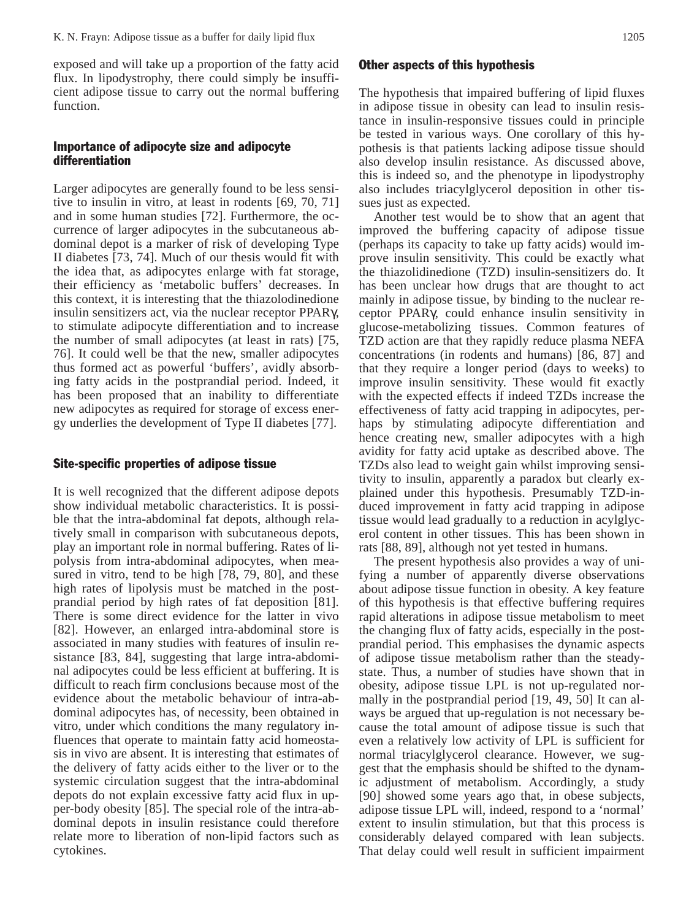exposed and will take up a proportion of the fatty acid flux. In lipodystrophy, there could simply be insufficient adipose tissue to carry out the normal buffering function.

## Importance of adipocyte size and adipocyte differentiation

Larger adipocytes are generally found to be less sensitive to insulin in vitro, at least in rodents [69, 70, 71] and in some human studies [72]. Furthermore, the occurrence of larger adipocytes in the subcutaneous abdominal depot is a marker of risk of developing Type II diabetes [73, 74]. Much of our thesis would fit with the idea that, as adipocytes enlarge with fat storage, their efficiency as 'metabolic buffers' decreases. In this context, it is interesting that the thiazolodinedione insulin sensitizers act, via the nuclear receptor PPARγ, to stimulate adipocyte differentiation and to increase the number of small adipocytes (at least in rats) [75, 76]. It could well be that the new, smaller adipocytes thus formed act as powerful 'buffers', avidly absorbing fatty acids in the postprandial period. Indeed, it has been proposed that an inability to differentiate new adipocytes as required for storage of excess energy underlies the development of Type II diabetes [77].

## Site-specific properties of adipose tissue

It is well recognized that the different adipose depots show individual metabolic characteristics. It is possible that the intra-abdominal fat depots, although relatively small in comparison with subcutaneous depots, play an important role in normal buffering. Rates of lipolysis from intra-abdominal adipocytes, when measured in vitro, tend to be high [78, 79, 80], and these high rates of lipolysis must be matched in the postprandial period by high rates of fat deposition [81]. There is some direct evidence for the latter in vivo [82]. However, an enlarged intra-abdominal store is associated in many studies with features of insulin resistance [83, 84], suggesting that large intra-abdominal adipocytes could be less efficient at buffering. It is difficult to reach firm conclusions because most of the evidence about the metabolic behaviour of intra-abdominal adipocytes has, of necessity, been obtained in vitro, under which conditions the many regulatory influences that operate to maintain fatty acid homeostasis in vivo are absent. It is interesting that estimates of the delivery of fatty acids either to the liver or to the systemic circulation suggest that the intra-abdominal depots do not explain excessive fatty acid flux in upper-body obesity [85]. The special role of the intra-abdominal depots in insulin resistance could therefore relate more to liberation of non-lipid factors such as cytokines.

## Other aspects of this hypothesis

The hypothesis that impaired buffering of lipid fluxes in adipose tissue in obesity can lead to insulin resistance in insulin-responsive tissues could in principle be tested in various ways. One corollary of this hypothesis is that patients lacking adipose tissue should also develop insulin resistance. As discussed above, this is indeed so, and the phenotype in lipodystrophy also includes triacylglycerol deposition in other tissues just as expected.

Another test would be to show that an agent that improved the buffering capacity of adipose tissue (perhaps its capacity to take up fatty acids) would improve insulin sensitivity. This could be exactly what the thiazolidinedione (TZD) insulin-sensitizers do. It has been unclear how drugs that are thought to act mainly in adipose tissue, by binding to the nuclear receptor PPARγ, could enhance insulin sensitivity in glucose-metabolizing tissues. Common features of TZD action are that they rapidly reduce plasma NEFA concentrations (in rodents and humans) [86, 87] and that they require a longer period (days to weeks) to improve insulin sensitivity. These would fit exactly with the expected effects if indeed TZDs increase the effectiveness of fatty acid trapping in adipocytes, perhaps by stimulating adipocyte differentiation and hence creating new, smaller adipocytes with a high avidity for fatty acid uptake as described above. The TZDs also lead to weight gain whilst improving sensitivity to insulin, apparently a paradox but clearly explained under this hypothesis. Presumably TZD-induced improvement in fatty acid trapping in adipose tissue would lead gradually to a reduction in acylglycerol content in other tissues. This has been shown in rats [88, 89], although not yet tested in humans.

The present hypothesis also provides a way of unifying a number of apparently diverse observations about adipose tissue function in obesity. A key feature of this hypothesis is that effective buffering requires rapid alterations in adipose tissue metabolism to meet the changing flux of fatty acids, especially in the postprandial period. This emphasises the dynamic aspects of adipose tissue metabolism rather than the steady-state. Thus, a number of studies have shown that in obesity, adipose tissue LPL is not up-regulated normally in the postprandial period [19, 49, 50] It can always be argued that up-regulation is not necessary because the total amount of adipose tissue is such that even a relatively low activity of LPL is sufficient for normal triacylglycerol clearance. However, we suggest that the emphasis should be shifted to the dynamic adjustment of metabolism. Accordingly, a study [90] showed some years ago that, in obese subjects, adipose tissue LPL will, indeed, respond to a 'normal' extent to insulin stimulation, but that this process is considerably delayed compared with lean subjects. That delay could well result in sufficient impairment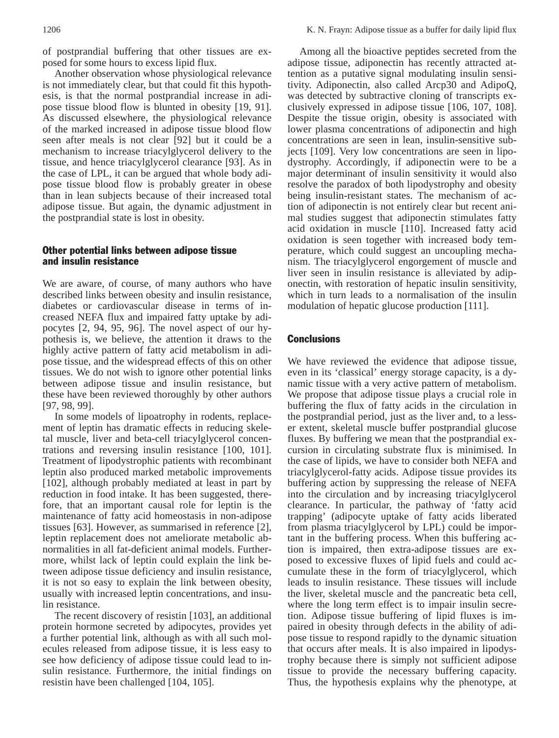of postprandial buffering that other tissues are exposed for some hours to excess lipid flux.

Another observation whose physiological relevance is not immediately clear, but that could fit this hypothesis, is that the normal postprandial increase in adipose tissue blood flow is blunted in obesity [19, 91]. As discussed elsewhere, the physiological relevance of the marked increased in adipose tissue blood flow seen after meals is not clear [92] but it could be a mechanism to increase triacylglycerol delivery to the tissue, and hence triacylglycerol clearance [93]. As in the case of LPL, it can be argued that whole body adipose tissue blood flow is probably greater in obese than in lean subjects because of their increased total adipose tissue. But again, the dynamic adjustment in the postprandial state is lost in obesity.

## Other potential links between adipose tissue and insulin resistance

We are aware, of course, of many authors who have described links between obesity and insulin resistance, diabetes or cardiovascular disease in terms of increased NEFA flux and impaired fatty uptake by adipocytes [2, 94, 95, 96]. The novel aspect of our hypothesis is, we believe, the attention it draws to the highly active pattern of fatty acid metabolism in adipose tissue, and the widespread effects of this on other tissues. We do not wish to ignore other potential links between adipose tissue and insulin resistance, but these have been reviewed thoroughly by other authors [97, 98, 99].

In some models of lipoatrophy in rodents, replacement of leptin has dramatic effects in reducing skeletal muscle, liver and beta-cell triacylglycerol concentrations and reversing insulin resistance [100, 101]. Treatment of lipodystrophic patients with recombinant leptin also produced marked metabolic improvements [102], although probably mediated at least in part by reduction in food intake. It has been suggested, therefore, that an important causal role for leptin is the maintenance of fatty acid homeostasis in non-adipose tissues [63]. However, as summarised in reference [2], leptin replacement does not ameliorate metabolic abnormalities in all fat-deficient animal models. Furthermore, whilst lack of leptin could explain the link between adipose tissue deficiency and insulin resistance, it is not so easy to explain the link between obesity, usually with increased leptin concentrations, and insulin resistance.

The recent discovery of resistin [103], an additional protein hormone secreted by adipocytes, provides yet a further potential link, although as with all such molecules released from adipose tissue, it is less easy to see how deficiency of adipose tissue could lead to insulin resistance. Furthermore, the initial findings on resistin have been challenged [104, 105].

Among all the bioactive peptides secreted from the adipose tissue, adiponectin has recently attracted attention as a putative signal modulating insulin sensitivity. Adiponectin, also called Arcp30 and AdipoQ, was detected by subtractive cloning of transcripts exclusively expressed in adipose tissue [106, 107, 108]. Despite the tissue origin, obesity is associated with lower plasma concentrations of adiponectin and high concentrations are seen in lean, insulin-sensitive subjects [109]. Very low concentrations are seen in lipodystrophy. Accordingly, if adiponectin were to be a major determinant of insulin sensitivity it would also resolve the paradox of both lipodystrophy and obesity being insulin-resistant states. The mechanism of action of adiponectin is not entirely clear but recent animal studies suggest that adiponectin stimulates fatty acid oxidation in muscle [110]. Increased fatty acid oxidation is seen together with increased body temperature, which could suggest an uncoupling mechanism. The triacylglycerol engorgement of muscle and liver seen in insulin resistance is alleviated by adiponectin, with restoration of hepatic insulin sensitivity, which in turn leads to a normalisation of the insulin modulation of hepatic glucose production [111].

## Conclusions

We have reviewed the evidence that adipose tissue, even in its 'classical' energy storage capacity, is a dynamic tissue with a very active pattern of metabolism. We propose that adipose tissue plays a crucial role in buffering the flux of fatty acids in the circulation in the postprandial period, just as the liver and, to a lesser extent, skeletal muscle buffer postprandial glucose fluxes. By buffering we mean that the postprandial excursion in circulating substrate flux is minimised. In the case of lipids, we have to consider both NEFA and triacylglycerol-fatty acids. Adipose tissue provides its buffering action by suppressing the release of NEFA into the circulation and by increasing triacylglycerol clearance. In particular, the pathway of 'fatty acid trapping' (adipocyte uptake of fatty acids liberated from plasma triacylglycerol by LPL) could be important in the buffering process. When this buffering action is impaired, then extra-adipose tissues are exposed to excessive fluxes of lipid fuels and could accumulate these in the form of triacylglycerol, which leads to insulin resistance. These tissues will include the liver, skeletal muscle and the pancreatic beta cell, where the long term effect is to impair insulin secretion. Adipose tissue buffering of lipid fluxes is impaired in obesity through defects in the ability of adipose tissue to respond rapidly to the dynamic situation that occurs after meals. It is also impaired in lipodystrophy because there is simply not sufficient adipose tissue to provide the necessary buffering capacity. Thus, the hypothesis explains why the phenotype, at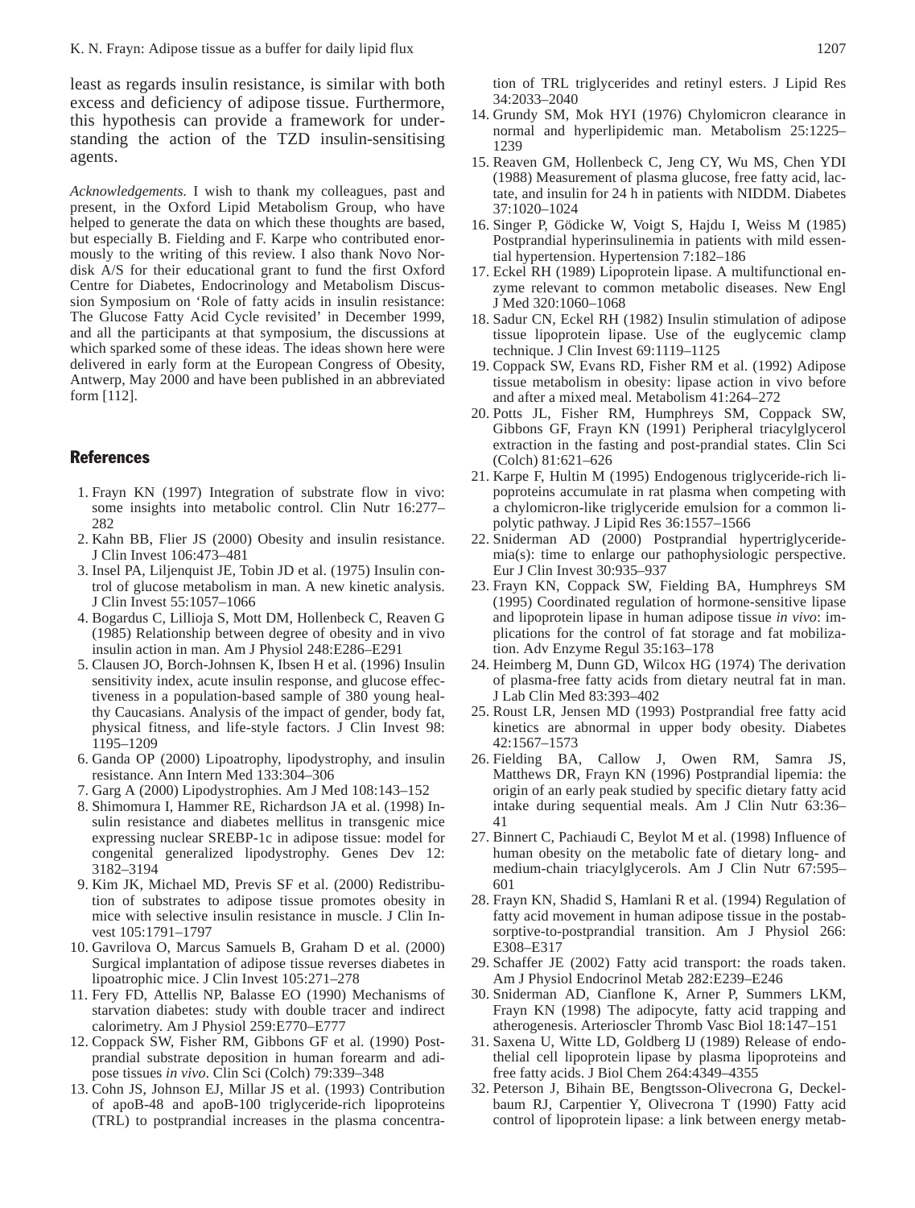least as regards insulin resistance, is similar with both excess and deficiency of adipose tissue. Furthermore, this hypothesis can provide a framework for understanding the action of the TZD insulin-sensitising agents.

*Acknowledgements.* I wish to thank my colleagues, past and present, in the Oxford Lipid Metabolism Group, who have helped to generate the data on which these thoughts are based, but especially B. Fielding and F. Karpe who contributed enormously to the writing of this review. I also thank Novo Nordisk A/S for their educational grant to fund the first Oxford Centre for Diabetes, Endocrinology and Metabolism Discussion Symposium on 'Role of fatty acids in insulin resistance: The Glucose Fatty Acid Cycle revisited' in December 1999, and all the participants at that symposium, the discussions at which sparked some of these ideas. The ideas shown here were delivered in early form at the European Congress of Obesity, Antwerp, May 2000 and have been published in an abbreviated form [112].

## References

1. Frayn KN (1997) Integration of substrate flow in vivo: some insights into metabolic control. Clin Nutr 16:277–282
2. Kahn BB, Flier JS (2000) Obesity and insulin resistance. J Clin Invest 106:473–481
3. Insel PA, Liljenquist JE, Tobin JD et al. (1975) Insulin control of glucose metabolism in man. A new kinetic analysis. J Clin Invest 55:1057–1066
4. Bogardus C, Lillioja S, Mott DM, Hollenbeck C, Reaven G (1985) Relationship between degree of obesity and in vivo insulin action in man. Am J Physiol 248:E286–E291
5. Clausen JO, Borch-Johnsen K, Ibsen H et al. (1996) Insulin sensitivity index, acute insulin response, and glucose effectiveness in a population-based sample of 380 young healthy Caucasians. Analysis of the impact of gender, body fat, physical fitness, and life-style factors. J Clin Invest 98: 1195–1209
6. Ganda OP (2000) Lipoatrophy, lipodystrophy, and insulin resistance. Ann Intern Med 133:304–306
7. Garg A (2000) Lipodystrophies. Am J Med 108:143–152
8. Shimomura I, Hammer RE, Richardson JA et al. (1998) Insulin resistance and diabetes mellitus in transgenic mice expressing nuclear SREBP-1c in adipose tissue: model for congenital generalized lipodystrophy. Genes Dev 12: 3182–3194
9. Kim JK, Michael MD, Previs SF et al. (2000) Redistribution of substrates to adipose tissue promotes obesity in mice with selective insulin resistance in muscle. J Clin Invest 105:1791–1797
10. Gavrilova O, Marcus Samuels B, Graham D et al. (2000) Surgical implantation of adipose tissue reverses diabetes in lipoatrophic mice. J Clin Invest 105:271–278
11. Fery FD, Attellis NP, Balasse EO (1990) Mechanisms of starvation diabetes: study with double tracer and indirect calorimetry. Am J Physiol 259:E770–E777
12. Coppack SW, Fisher RM, Gibbons GF et al. (1990) Postprandial substrate deposition in human forearm and adipose tissues *in vivo*. Clin Sci (Colch) 79:339–348
13. Cohn JS, Johnson EJ, Millar JS et al. (1993) Contribution of apoB-48 and apoB-100 triglyceride-rich lipoproteins (TRL) to postprandial increases in the plasma concentration of TRL triglycerides and retinyl esters. J Lipid Res 34:2033–2040
14. Grundy SM, Mok HYI (1976) Chylomicron clearance in normal and hyperlipidemic man. Metabolism 25:1225–1239
15. Reaven GM, Hollenbeck C, Jeng CY, Wu MS, Chen YDI (1988) Measurement of plasma glucose, free fatty acid, lactate, and insulin for 24 h in patients with NIDDM. Diabetes 37:1020–1024
16. Singer P, Gödicke W, Voigt S, Hajdu I, Weiss M (1985) Postprandial hyperinsulinemia in patients with mild essential hypertension. Hypertension 7:182–186
17. Eckel RH (1989) Lipoprotein lipase. A multifunctional enzyme relevant to common metabolic diseases. New Engl J Med 320:1060–1068
18. Sadur CN, Eckel RH (1982) Insulin stimulation of adipose tissue lipoprotein lipase. Use of the euglycemic clamp technique. J Clin Invest 69:1119–1125
19. Coppack SW, Evans RD, Fisher RM et al. (1992) Adipose tissue metabolism in obesity: lipase action in vivo before and after a mixed meal. Metabolism 41:264–272
20. Potts JL, Fisher RM, Humphreys SM, Coppack SW, Gibbons GF, Frayn KN (1991) Peripheral triacylglycerol extraction in the fasting and post-prandial states. Clin Sci (Colch) 81:621–626
21. Karpe F, Hultin M (1995) Endogenous triglyceride-rich lipoproteins accumulate in rat plasma when competing with a chylomicron-like triglyceride emulsion for a common lipolytic pathway. J Lipid Res 36:1557–1566
22. Sniderman AD (2000) Postprandial hypertriglyceridemia(s): time to enlarge our pathophysiologic perspective. Eur J Clin Invest 30:935–937
23. Frayn KN, Coppack SW, Fielding BA, Humphreys SM (1995) Coordinated regulation of hormone-sensitive lipase and lipoprotein lipase in human adipose tissue *in vivo*: implications for the control of fat storage and fat mobilization. Adv Enzyme Regul 35:163–178
24. Heimberg M, Dunn GD, Wilcox HG (1974) The derivation of plasma-free fatty acids from dietary neutral fat in man. J Lab Clin Med 83:393–402
25. Roust LR, Jensen MD (1993) Postprandial free fatty acid kinetics are abnormal in upper body obesity. Diabetes 42:1567–1573
26. Fielding BA, Callow J, Owen RM, Samra JS, Matthews DR, Frayn KN (1996) Postprandial lipemia: the origin of an early peak studied by specific dietary fatty acid intake during sequential meals. Am J Clin Nutr 63:36–41
27. Binnert C, Pachiaudi C, Beylot M et al. (1998) Influence of human obesity on the metabolic fate of dietary long- and medium-chain triacylglycerols. Am J Clin Nutr 67:595–601
28. Frayn KN, Shadid S, Hamlani R et al. (1994) Regulation of fatty acid movement in human adipose tissue in the postabsorptive-to-postprandial transition. Am J Physiol 266: E308–E317
29. Schaffer JE (2002) Fatty acid transport: the roads taken. Am J Physiol Endocrinol Metab 282:E239–E246
30. Sniderman AD, Cianflone K, Arner P, Summers LKM, Frayn KN (1998) The adipocyte, fatty acid trapping and atherogenesis. Arterioscler Thromb Vasc Biol 18:147–151
31. Saxena U, Witte LD, Goldberg IJ (1989) Release of endothelial cell lipoprotein lipase by plasma lipoproteins and free fatty acids. J Biol Chem 264:4349–4355
32. Peterson J, Bihain BE, Bengtsson-Olivecrona G, Deckelbaum RJ, Carpentier Y, Olivecrona T (1990) Fatty acid control of lipoprotein lipase: a link between energy metab-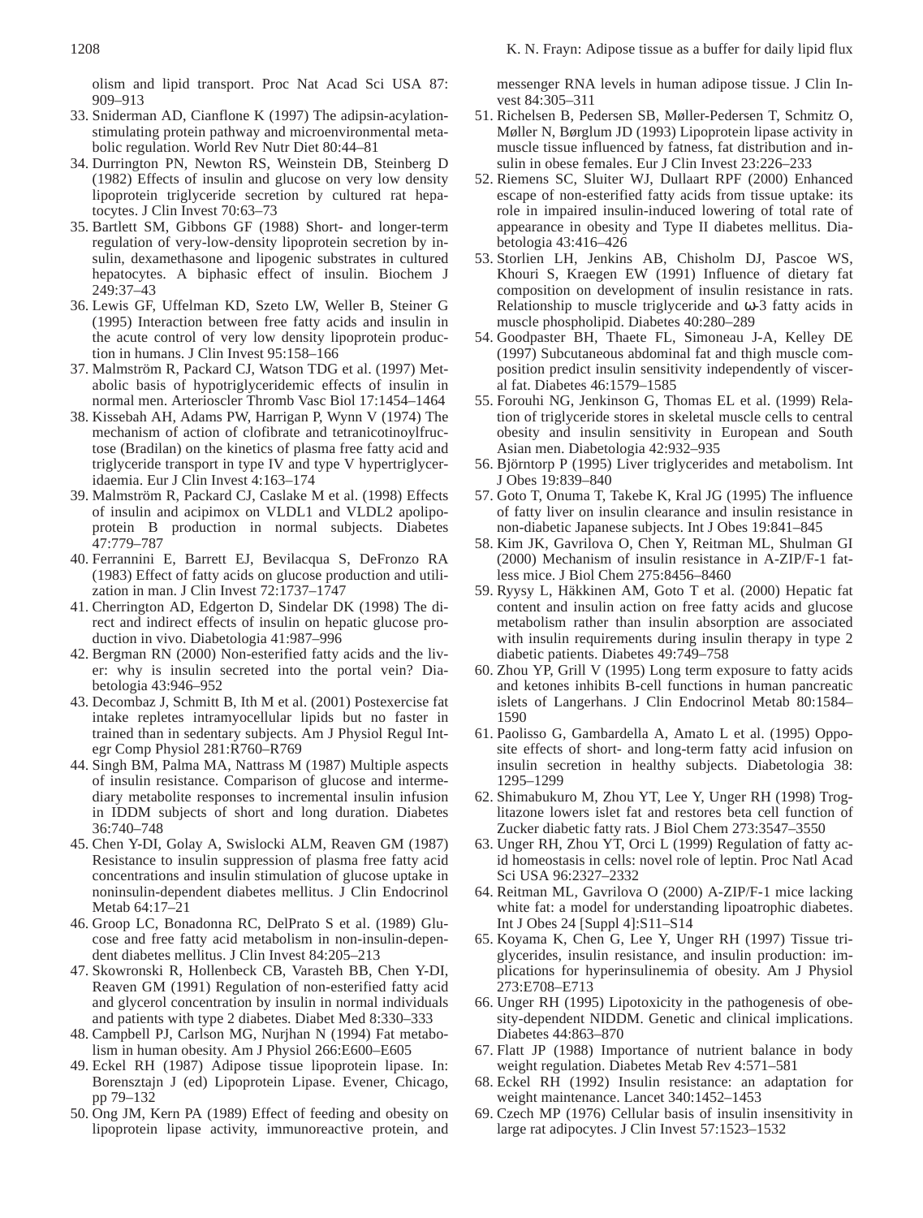olism and lipid transport. Proc Nat Acad Sci USA 87: 909–913

33. Sniderman AD, Cianflone K (1997) The adipsin-acylation-stimulating protein pathway and microenvironmental metabolic regulation. World Rev Nutr Diet 80:44–81
34. Durrington PN, Newton RS, Weinstein DB, Steinberg D (1982) Effects of insulin and glucose on very low density lipoprotein triglyceride secretion by cultured rat hepatocytes. J Clin Invest 70:63–73
35. Bartlett SM, Gibbons GF (1988) Short- and longer-term regulation of very-low-density lipoprotein secretion by insulin, dexamethasone and lipogenic substrates in cultured hepatocytes. A biphasic effect of insulin. Biochem J 249:37–43
36. Lewis GF, Uffelman KD, Szeto LW, Weller B, Steiner G (1995) Interaction between free fatty acids and insulin in the acute control of very low density lipoprotein production in humans. J Clin Invest 95:158–166
37. Malmström R, Packard CJ, Watson TDG et al. (1997) Metabolic basis of hypotriglyceridemic effects of insulin in normal men. Arterioscler Thromb Vasc Biol 17:1454–1464
38. Kissebah AH, Adams PW, Harrigan P, Wynn V (1974) The mechanism of action of clofibrate and tetranicotinoylfructose (Bradilan) on the kinetics of plasma free fatty acid and triglyceride transport in type IV and type V hypertriglyceridaemia. Eur J Clin Invest 4:163–174
39. Malmström R, Packard CJ, Caslake M et al. (1998) Effects of insulin and acipimox on VLDL1 and VLDL2 apolipoprotein B production in normal subjects. Diabetes 47:779–787
40. Ferrannini E, Barrett EJ, Bevilacqua S, DeFronzo RA (1983) Effect of fatty acids on glucose production and utilization in man. J Clin Invest 72:1737–1747
41. Cherrington AD, Edgerton D, Sindelar DK (1998) The direct and indirect effects of insulin on hepatic glucose production in vivo. Diabetologia 41:987–996
42. Bergman RN (2000) Non-esterified fatty acids and the liver: why is insulin secreted into the portal vein? Diabetologia 43:946–952
43. Decombaz J, Schmitt B, Ith M et al. (2001) Postexercise fat intake repletes intramyocellular lipids but no faster in trained than in sedentary subjects. Am J Physiol Regul Integr Comp Physiol 281:R760–R769
44. Singh BM, Palma MA, Nattrass M (1987) Multiple aspects of insulin resistance. Comparison of glucose and intermediary metabolite responses to incremental insulin infusion in IDDM subjects of short and long duration. Diabetes 36:740–748
45. Chen Y-DI, Golay A, Swislocki ALM, Reaven GM (1987) Resistance to insulin suppression of plasma free fatty acid concentrations and insulin stimulation of glucose uptake in noninsulin-dependent diabetes mellitus. J Clin Endocrinol Metab 64:17–21
46. Groop LC, Bonadonna RC, DelPrato S et al. (1989) Glucose and free fatty acid metabolism in non-insulin-dependent diabetes mellitus. J Clin Invest 84:205–213
47. Skowronski R, Hollenbeck CB, Varasteh BB, Chen Y-DI, Reaven GM (1991) Regulation of non-esterified fatty acid and glycerol concentration by insulin in normal individuals and patients with type 2 diabetes. Diabet Med 8:330–333
48. Campbell PJ, Carlson MG, Nurjhan N (1994) Fat metabolism in human obesity. Am J Physiol 266:E600–E605
49. Eckel RH (1987) Adipose tissue lipoprotein lipase. In: Borensztajn J (ed) Lipoprotein Lipase. Evener, Chicago, pp 79–132
50. Ong JM, Kern PA (1989) Effect of feeding and obesity on lipoprotein lipase activity, immunoreactive protein, and messenger RNA levels in human adipose tissue. J Clin Invest 84:305–311
51. Richelsen B, Pedersen SB, Møller-Pedersen T, Schmitz O, Møller N, Børglum JD (1993) Lipoprotein lipase activity in muscle tissue influenced by fatness, fat distribution and insulin in obese females. Eur J Clin Invest 23:226–233
52. Riemens SC, Sluiter WJ, Dullaart RPF (2000) Enhanced escape of non-esterified fatty acids from tissue uptake: its role in impaired insulin-induced lowering of total rate of appearance in obesity and Type II diabetes mellitus. Diabetologia 43:416–426
53. Storlien LH, Jenkins AB, Chisholm DJ, Pascoe WS, Khouri S, Kraegen EW (1991) Influence of dietary fat composition on development of insulin resistance in rats. Relationship to muscle triglyceride and ω-3 fatty acids in muscle phospholipid. Diabetes 40:280–289
54. Goodpaster BH, Thaete FL, Simoneau J-A, Kelley DE (1997) Subcutaneous abdominal fat and thigh muscle composition predict insulin sensitivity independently of visceral fat. Diabetes 46:1579–1585
55. Forouhi NG, Jenkinson G, Thomas EL et al. (1999) Relation of triglyceride stores in skeletal muscle cells to central obesity and insulin sensitivity in European and South Asian men. Diabetologia 42:932–935
56. Björntorp P (1995) Liver triglycerides and metabolism. Int J Obes 19:839–840
57. Goto T, Onuma T, Takebe K, Kral JG (1995) The influence of fatty liver on insulin clearance and insulin resistance in non-diabetic Japanese subjects. Int J Obes 19:841–845
58. Kim JK, Gavrilova O, Chen Y, Reitman ML, Shulman GI (2000) Mechanism of insulin resistance in A-ZIP/F-1 fatless mice. J Biol Chem 275:8456–8460
59. Ryysy L, Häkkinen AM, Goto T et al. (2000) Hepatic fat content and insulin action on free fatty acids and glucose metabolism rather than insulin absorption are associated with insulin requirements during insulin therapy in type 2 diabetic patients. Diabetes 49:749–758
60. Zhou YP, Grill V (1995) Long term exposure to fatty acids and ketones inhibits B-cell functions in human pancreatic islets of Langerhans. J Clin Endocrinol Metab 80:1584–1590
61. Paolisso G, Gambardella A, Amato L et al. (1995) Opposite effects of short- and long-term fatty acid infusion on insulin secretion in healthy subjects. Diabetologia 38: 1295–1299
62. Shimabukuro M, Zhou YT, Lee Y, Unger RH (1998) Troglitazone lowers islet fat and restores beta cell function of Zucker diabetic fatty rats. J Biol Chem 273:3547–3550
63. Unger RH, Zhou YT, Orci L (1999) Regulation of fatty acid homeostasis in cells: novel role of leptin. Proc Natl Acad Sci USA 96:2327–2332
64. Reitman ML, Gavrilova O (2000) A-ZIP/F-1 mice lacking white fat: a model for understanding lipoatrophic diabetes. Int J Obes 24 [Suppl 4]:S11–S14
65. Koyama K, Chen G, Lee Y, Unger RH (1997) Tissue triglycerides, insulin resistance, and insulin production: implications for hyperinsulinemia of obesity. Am J Physiol 273:E708–E713
66. Unger RH (1995) Lipotoxicity in the pathogenesis of obesity-dependent NIDDM. Genetic and clinical implications. Diabetes 44:863–870
67. Flatt JP (1988) Importance of nutrient balance in body weight regulation. Diabetes Metab Rev 4:571–581
68. Eckel RH (1992) Insulin resistance: an adaptation for weight maintenance. Lancet 340:1452–1453
69. Czech MP (1976) Cellular basis of insulin insensitivity in large rat adipocytes. J Clin Invest 57:1523–1532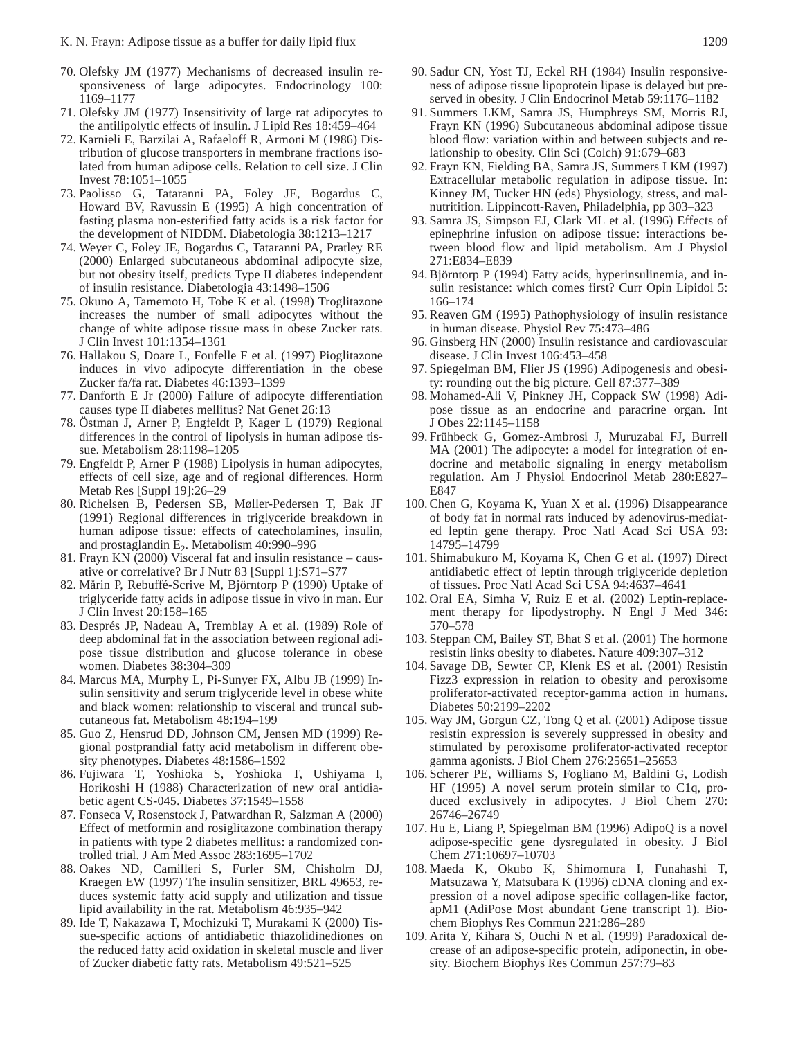70. Olefsky JM (1977) Mechanisms of decreased insulin responsiveness of large adipocytes. Endocrinology 100: 1169–1177
71. Olefsky JM (1977) Insensitivity of large rat adipocytes to the antilipolytic effects of insulin. J Lipid Res 18:459–464
72. Karnieli E, Barzilai A, Rafaeloff R, Armoni M (1986) Distribution of glucose transporters in membrane fractions isolated from human adipose cells. Relation to cell size. J Clin Invest 78:1051–1055
73. Paolisso G, Tataranni PA, Foley JE, Bogardus C, Howard BV, Ravussin E (1995) A high concentration of fasting plasma non-esterified fatty acids is a risk factor for the development of NIDDM. Diabetologia 38:1213–1217
74. Weyer C, Foley JE, Bogardus C, Tataranni PA, Pratley RE (2000) Enlarged subcutaneous abdominal adipocyte size, but not obesity itself, predicts Type II diabetes independent of insulin resistance. Diabetologia 43:1498–1506
75. Okuno A, Tamemoto H, Tobe K et al. (1998) Troglitazone increases the number of small adipocytes without the change of white adipose tissue mass in obese Zucker rats. J Clin Invest 101:1354–1361
76. Hallakou S, Doare L, Foufelle F et al. (1997) Pioglitazone induces in vivo adipocyte differentiation in the obese Zucker fa/fa rat. Diabetes 46:1393–1399
77. Danforth E Jr (2000) Failure of adipocyte differentiation causes type II diabetes mellitus? Nat Genet 26:13
78. Östman J, Arner P, Engfeldt P, Kager L (1979) Regional differences in the control of lipolysis in human adipose tissue. Metabolism 28:1198–1205
79. Engfeldt P, Arner P (1988) Lipolysis in human adipocytes, effects of cell size, age and of regional differences. Horm Metab Res [Suppl 19]:26–29
80. Richelsen B, Pedersen SB, Møller-Pedersen T, Bak JF (1991) Regional differences in triglyceride breakdown in human adipose tissue: effects of catecholamines, insulin, and prostaglandin $E_2$. Metabolism 40:990–996
81. Frayn KN (2000) Visceral fat and insulin resistance – causative or correlative? Br J Nutr 83 [Suppl 1]:S71–S77
82. Mårin P, Rebuffé-Scrive M, Björntorp P (1990) Uptake of triglyceride fatty acids in adipose tissue in vivo in man. Eur J Clin Invest 20:158–165
83. Després JP, Nadeau A, Tremblay A et al. (1989) Role of deep abdominal fat in the association between regional adipose tissue distribution and glucose tolerance in obese women. Diabetes 38:304–309
84. Marcus MA, Murphy L, Pi-Sunyer FX, Albu JB (1999) Insulin sensitivity and serum triglyceride level in obese white and black women: relationship to visceral and truncal subcutaneous fat. Metabolism 48:194–199
85. Guo Z, Hensrud DD, Johnson CM, Jensen MD (1999) Regional postprandial fatty acid metabolism in different obesity phenotypes. Diabetes 48:1586–1592
86. Fujiwara T, Yoshioka S, Yoshioka T, Ushiyama I, Horikoshi H (1988) Characterization of new oral antidiabetic agent CS-045. Diabetes 37:1549–1558
87. Fonseca V, Rosenstock J, Patwardhan R, Salzman A (2000) Effect of metformin and rosiglitazone combination therapy in patients with type 2 diabetes mellitus: a randomized controlled trial. J Am Med Assoc 283:1695–1702
88. Oakes ND, Camilleri S, Furler SM, Chisholm DJ, Kraegen EW (1997) The insulin sensitizer, BRL 49653, reduces systemic fatty acid supply and utilization and tissue lipid availability in the rat. Metabolism 46:935–942
89. Ide T, Nakazawa T, Mochizuki T, Murakami K (2000) Tissue-specific actions of antidiabetic thiazolidinediones on the reduced fatty acid oxidation in skeletal muscle and liver of Zucker diabetic fatty rats. Metabolism 49:521–525
90. Sadur CN, Yost TJ, Eckel RH (1984) Insulin responsiveness of adipose tissue lipoprotein lipase is delayed but preserved in obesity. J Clin Endocrinol Metab 59:1176–1182
91. Summers LKM, Samra JS, Humphreys SM, Morris RJ, Frayn KN (1996) Subcutaneous abdominal adipose tissue blood flow: variation within and between subjects and relationship to obesity. Clin Sci (Colch) 91:679–683
92. Frayn KN, Fielding BA, Samra JS, Summers LKM (1997) Extracellular metabolic regulation in adipose tissue. In: Kinney JM, Tucker HN (eds) Physiology, stress, and malnutritition. Lippincott-Raven, Philadelphia, pp 303–323
93. Samra JS, Simpson EJ, Clark ML et al. (1996) Effects of epinephrine infusion on adipose tissue: interactions between blood flow and lipid metabolism. Am J Physiol 271:E834–E839
94. Björntorp P (1994) Fatty acids, hyperinsulinemia, and insulin resistance: which comes first? Curr Opin Lipidol 5: 166–174
95. Reaven GM (1995) Pathophysiology of insulin resistance in human disease. Physiol Rev 75:473–486
96. Ginsberg HN (2000) Insulin resistance and cardiovascular disease. J Clin Invest 106:453–458
97. Spiegelman BM, Flier JS (1996) Adipogenesis and obesity: rounding out the big picture. Cell 87:377–389
98. Mohamed-Ali V, Pinkney JH, Coppack SW (1998) Adipose tissue as an endocrine and paracrine organ. Int J Obes 22:1145–1158
99. Frühbeck G, Gomez-Ambrosi J, Muruzabal FJ, Burrell MA (2001) The adipocyte: a model for integration of endocrine and metabolic signaling in energy metabolism regulation. Am J Physiol Endocrinol Metab 280:E827–E847
100. Chen G, Koyama K, Yuan X et al. (1996) Disappearance of body fat in normal rats induced by adenovirus-mediated leptin gene therapy. Proc Natl Acad Sci USA 93: 14795–14799
101. Shimabukuro M, Koyama K, Chen G et al. (1997) Direct antidiabetic effect of leptin through triglyceride depletion of tissues. Proc Natl Acad Sci USA 94:4637–4641
102. Oral EA, Simha V, Ruiz E et al. (2002) Leptin-replacement therapy for lipodystrophy. N Engl J Med 346: 570–578
103. Steppan CM, Bailey ST, Bhat S et al. (2001) The hormone resistin links obesity to diabetes. Nature 409:307–312
104. Savage DB, Sewter CP, Klenk ES et al. (2001) Resistin Fizz3 expression in relation to obesity and peroxisome proliferator-activated receptor-gamma action in humans. Diabetes 50:2199–2202
105. Way JM, Gorgun CZ, Tong Q et al. (2001) Adipose tissue resistin expression is severely suppressed in obesity and stimulated by peroxisome proliferator-activated receptor gamma agonists. J Biol Chem 276:25651–25653
106. Scherer PE, Williams S, Fogliano M, Baldini G, Lodish HF (1995) A novel serum protein similar to C1q, produced exclusively in adipocytes. J Biol Chem 270: 26746–26749
107. Hu E, Liang P, Spiegelman BM (1996) AdipoQ is a novel adipose-specific gene dysregulated in obesity. J Biol Chem 271:10697–10703
108. Maeda K, Okubo K, Shimomura I, Funahashi T, Matsuzawa Y, Matsubara K (1996) cDNA cloning and expression of a novel adipose specific collagen-like factor, apM1 (AdiPose Most abundant Gene transcript 1). Biochem Biophys Res Commun 221:286–289
109. Arita Y, Kihara S, Ouchi N et al. (1999) Paradoxical decrease of an adipose-specific protein, adiponectin, in obesity. Biochem Biophys Res Commun 257:79–83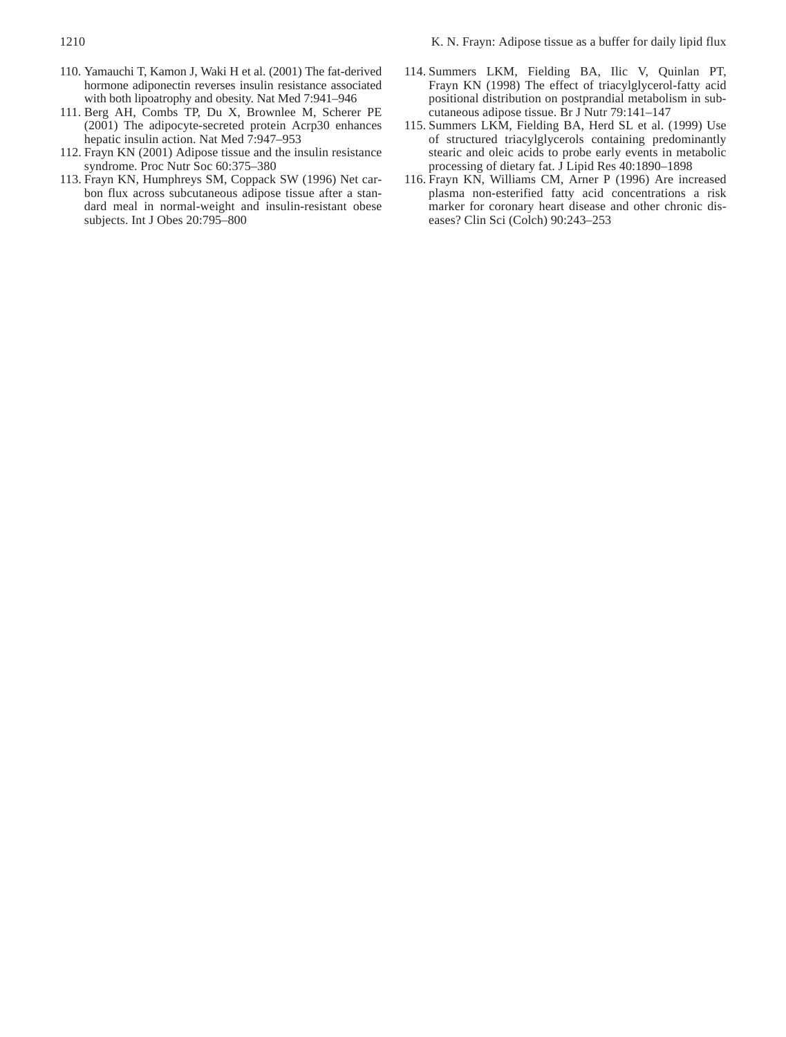110. Yamauchi T, Kamon J, Waki H et al. (2001) The fat-derived hormone adiponectin reverses insulin resistance associated with both lipoatrophy and obesity. Nat Med 7:941–946
111. Berg AH, Combs TP, Du X, Brownlee M, Scherer PE (2001) The adipocyte-secreted protein Acrp30 enhances hepatic insulin action. Nat Med 7:947–953
112. Frayn KN (2001) Adipose tissue and the insulin resistance syndrome. Proc Nutr Soc 60:375–380
113. Frayn KN, Humphreys SM, Coppack SW (1996) Net carbon flux across subcutaneous adipose tissue after a standard meal in normal-weight and insulin-resistant obese subjects. Int J Obes 20:795–800
114. Summers LKM, Fielding BA, Ilic V, Quinlan PT, Frayn KN (1998) The effect of triacylglycerol-fatty acid positional distribution on postprandial metabolism in subcutaneous adipose tissue. Br J Nutr 79:141–147
115. Summers LKM, Fielding BA, Herd SL et al. (1999) Use of structured triacylglycerols containing predominantly stearic and oleic acids to probe early events in metabolic processing of dietary fat. J Lipid Res 40:1890–1898
116. Frayn KN, Williams CM, Arner P (1996) Are increased plasma non-esterified fatty acid concentrations a risk marker for coronary heart disease and other chronic diseases? Clin Sci (Colch) 90:243–253